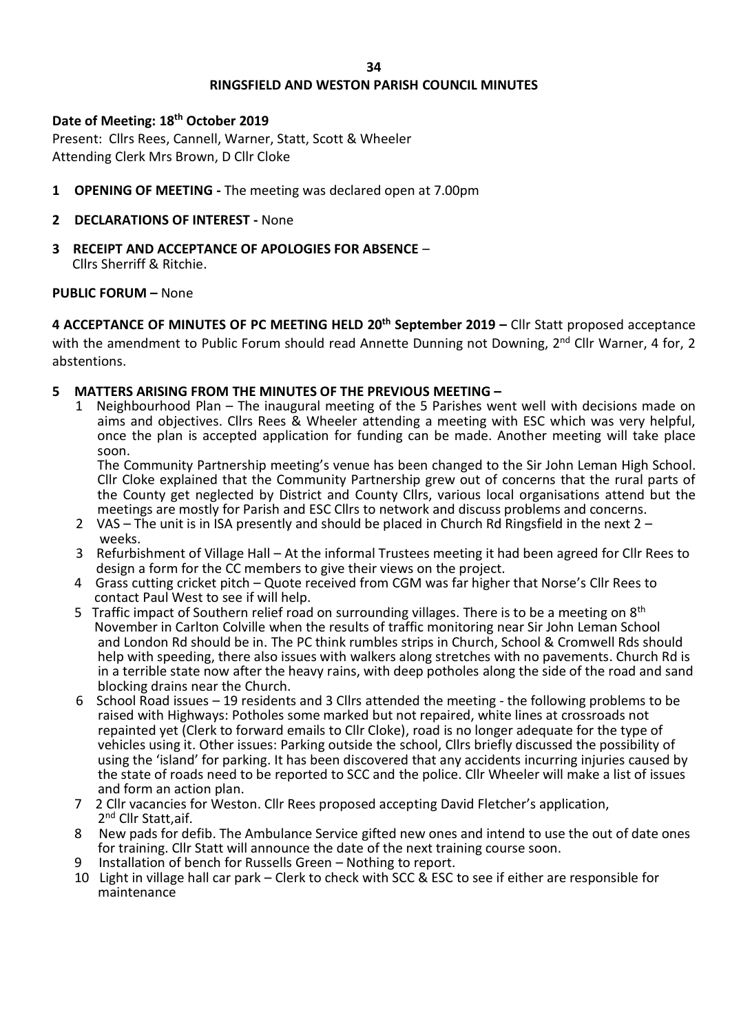# RINGSFIELD AND WESTON PARISH COUNCIL MINUTES

**Date of Meeting: 18th October 2019**

Present: Cllrs Rees, Cannell, Warner, Statt, Scott & Wheeler
Attending Clerk Mrs Brown, D Cllr Cloke

**1 OPENING OF MEETING -** The meeting was declared open at 7.00pm

**2 DECLARATIONS OF INTEREST -** None

**3 RECEIPT AND ACCEPTANCE OF APOLOGIES FOR ABSENCE** –
Cllrs Sherriff & Ritchie.

**PUBLIC FORUM –** None

**4 ACCEPTANCE OF MINUTES OF PC MEETING HELD 20th September 2019 –** Cllr Statt proposed acceptance with the amendment to Public Forum should read Annette Dunning not Downing, 2nd Cllr Warner, 4 for, 2 abstentions.

**5 MATTERS ARISING FROM THE MINUTES OF THE PREVIOUS MEETING –**

1. Neighbourhood Plan – The inaugural meeting of the 5 Parishes went well with decisions made on aims and objectives. Cllrs Rees & Wheeler attending a meeting with ESC which was very helpful, once the plan is accepted application for funding can be made. Another meeting will take place soon.
   The Community Partnership meeting's venue has been changed to the Sir John Leman High School. Cllr Cloke explained that the Community Partnership grew out of concerns that the rural parts of the County get neglected by District and County Cllrs, various local organisations attend but the meetings are mostly for Parish and ESC Cllrs to network and discuss problems and concerns.
2. VAS – The unit is in ISA presently and should be placed in Church Rd Ringsfield in the next 2 – weeks.
3. Refurbishment of Village Hall – At the informal Trustees meeting it had been agreed for Cllr Rees to design a form for the CC members to give their views on the project.
4. Grass cutting cricket pitch – Quote received from CGM was far higher that Norse's Cllr Rees to contact Paul West to see if will help.
5. Traffic impact of Southern relief road on surrounding villages. There is to be a meeting on 8th November in Carlton Colville when the results of traffic monitoring near Sir John Leman School and London Rd should be in. The PC think rumbles strips in Church, School & Cromwell Rds should help with speeding, there also issues with walkers along stretches with no pavements. Church Rd is in a terrible state now after the heavy rains, with deep potholes along the side of the road and sand blocking drains near the Church.
6. School Road issues – 19 residents and 3 Cllrs attended the meeting - the following problems to be raised with Highways: Potholes some marked but not repaired, white lines at crossroads not repainted yet (Clerk to forward emails to Cllr Cloke), road is no longer adequate for the type of vehicles using it. Other issues: Parking outside the school, Cllrs briefly discussed the possibility of using the 'island' for parking. It has been discovered that any accidents incurring injuries caused by the state of roads need to be reported to SCC and the police. Cllr Wheeler will make a list of issues and form an action plan.
7. 2 Cllr vacancies for Weston. Cllr Rees proposed accepting David Fletcher's application, 2nd Cllr Statt,aif.
8. New pads for defib. The Ambulance Service gifted new ones and intend to use the out of date ones for training. Cllr Statt will announce the date of the next training course soon.
9. Installation of bench for Russells Green – Nothing to report.
10. Light in village hall car park – Clerk to check with SCC & ESC to see if either are responsible for maintenance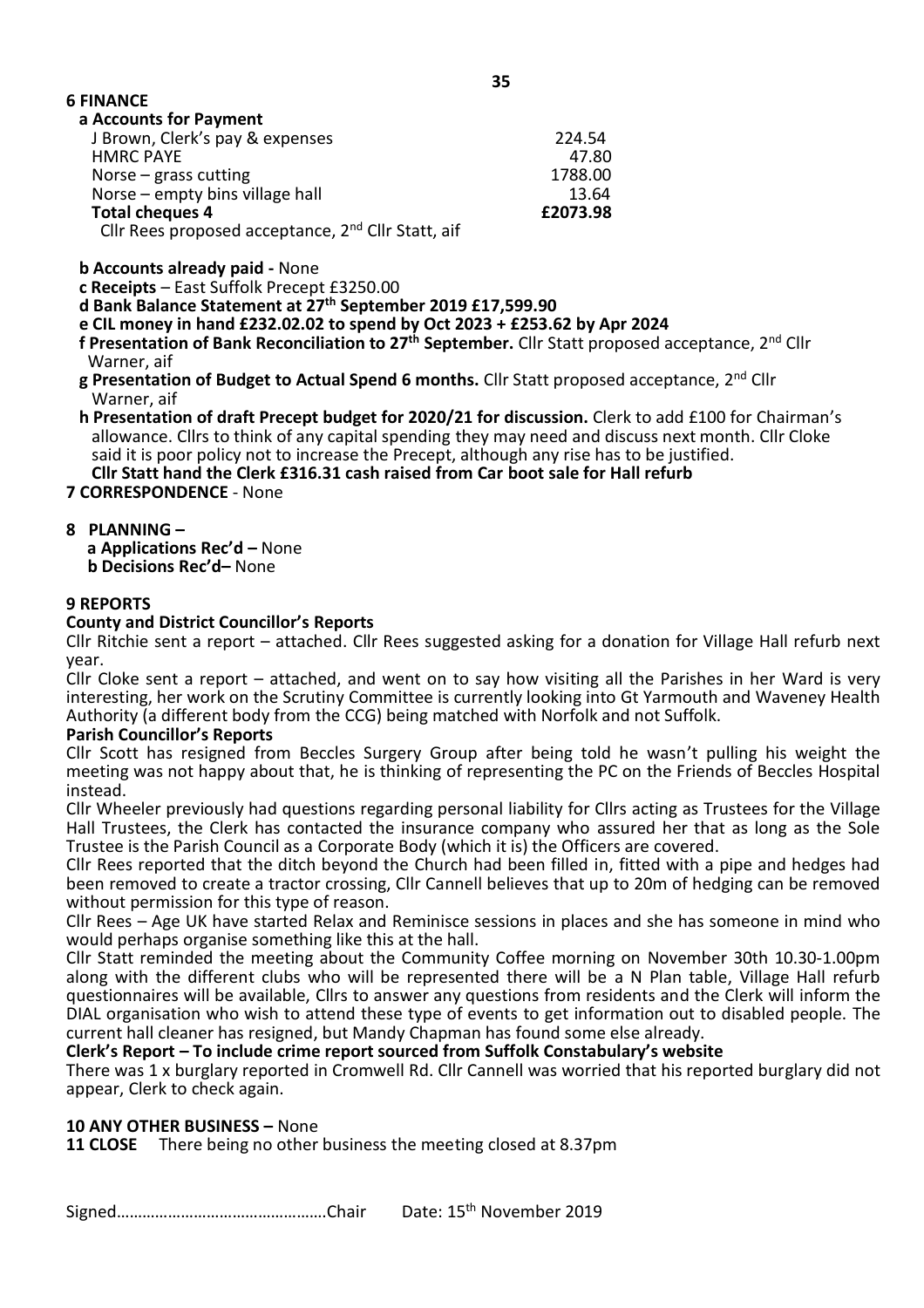## 6 FINANCE

**a Accounts for Payment**

| | |
|---|---|
| J Brown, Clerk's pay & expenses | 224.54 |
| HMRC PAYE | 47.80 |
| Norse – grass cutting | 1788.00 |
| Norse – empty bins village hall | 13.64 |
| **Total cheques 4** | **£2073.98** |

Cllr Rees proposed acceptance, 2nd Cllr Statt, aif

**b Accounts already paid -** None

**c Receipts** – East Suffolk Precept £3250.00

**d Bank Balance Statement at 27th September 2019 £17,599.90**

**e CIL money in hand £232.02.02 to spend by Oct 2023 + £253.62 by Apr 2024**

**f Presentation of Bank Reconciliation to 27th September.** Cllr Statt proposed acceptance, 2nd Cllr Warner, aif

**g Presentation of Budget to Actual Spend 6 months.** Cllr Statt proposed acceptance, 2nd Cllr Warner, aif

**h Presentation of draft Precept budget for 2020/21 for discussion.** Clerk to add £100 for Chairman's allowance. Cllrs to think of any capital spending they may need and discuss next month. Cllr Cloke said it is poor policy not to increase the Precept, although any rise has to be justified.

**Cllr Statt hand the Clerk £316.31 cash raised from Car boot sale for Hall refurb**

**7 CORRESPONDENCE** - None

**8 PLANNING –**

**a Applications Rec'd –** None

**b Decisions Rec'd–** None

## 9 REPORTS

**County and District Councillor's Reports**

Cllr Ritchie sent a report – attached. Cllr Rees suggested asking for a donation for Village Hall refurb next year.

Cllr Cloke sent a report – attached, and went on to say how visiting all the Parishes in her Ward is very interesting, her work on the Scrutiny Committee is currently looking into Gt Yarmouth and Waveney Health Authority (a different body from the CCG) being matched with Norfolk and not Suffolk.

**Parish Councillor's Reports**

Cllr Scott has resigned from Beccles Surgery Group after being told he wasn't pulling his weight the meeting was not happy about that, he is thinking of representing the PC on the Friends of Beccles Hospital instead.

Cllr Wheeler previously had questions regarding personal liability for Cllrs acting as Trustees for the Village Hall Trustees, the Clerk has contacted the insurance company who assured her that as long as the Sole Trustee is the Parish Council as a Corporate Body (which it is) the Officers are covered.

Cllr Rees reported that the ditch beyond the Church had been filled in, fitted with a pipe and hedges had been removed to create a tractor crossing, Cllr Cannell believes that up to 20m of hedging can be removed without permission for this type of reason.

Cllr Rees – Age UK have started Relax and Reminisce sessions in places and she has someone in mind who would perhaps organise something like this at the hall.

Cllr Statt reminded the meeting about the Community Coffee morning on November 30th 10.30-1.00pm along with the different clubs who will be represented there will be a N Plan table, Village Hall refurb questionnaires will be available, Cllrs to answer any questions from residents and the Clerk will inform the DIAL organisation who wish to attend these type of events to get information out to disabled people. The current hall cleaner has resigned, but Mandy Chapman has found some else already.

**Clerk's Report – To include crime report sourced from Suffolk Constabulary's website**

There was 1 x burglary reported in Cromwell Rd. Cllr Cannell was worried that his reported burglary did not appear, Clerk to check again.

**10 ANY OTHER BUSINESS –** None

**11 CLOSE** There being no other business the meeting closed at 8.37pm

Signed………………………………………….Chair Date: 15th November 2019